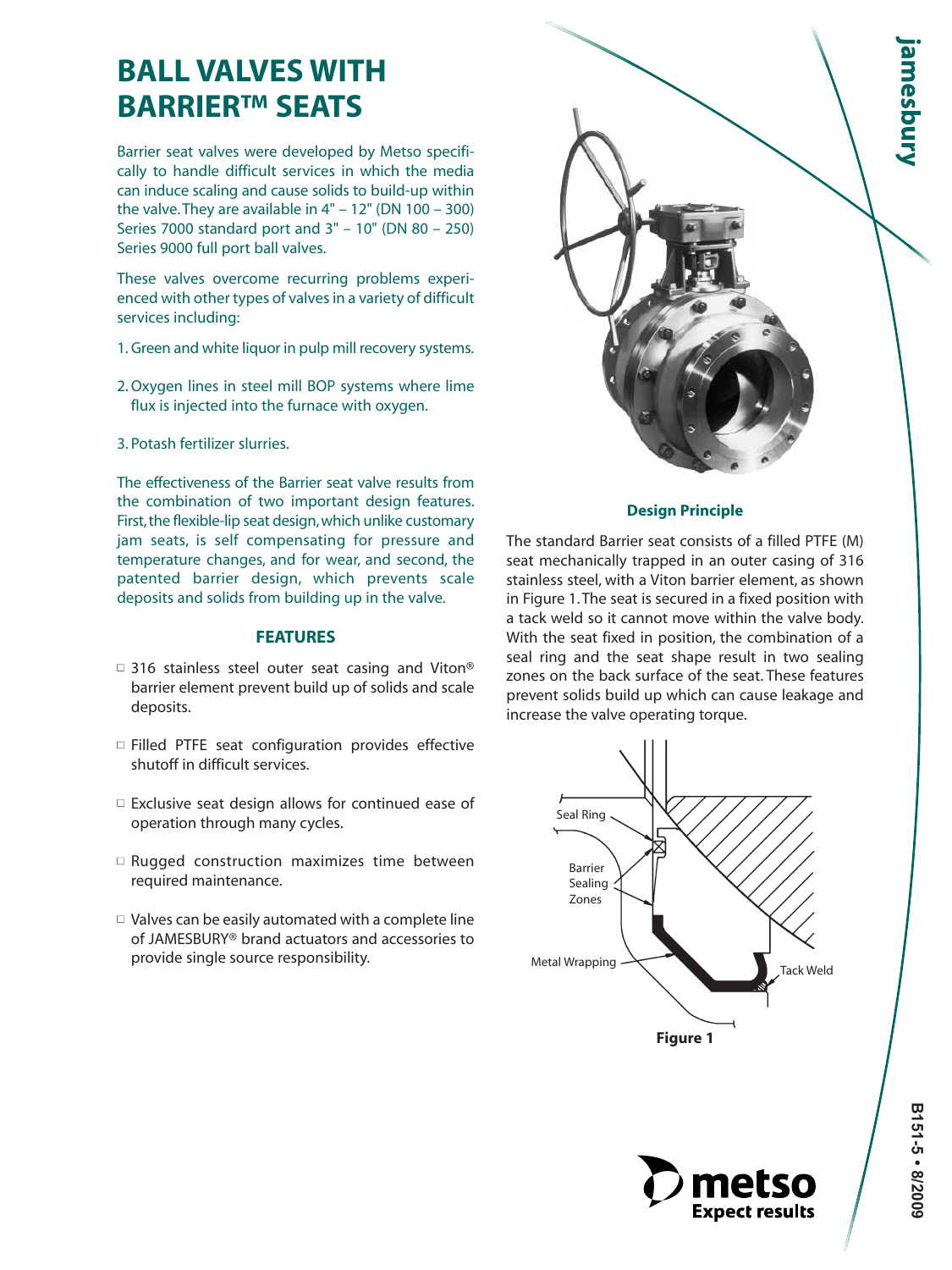# BALL VALVES WITH BARRIER™ SEATS

Barrier seat valves were developed by Metso specifically to handle difficult services in which the media can induce scaling and cause solids to build-up within the valve. They are available in 4" – 12" (DN 100 – 300) Series 7000 standard port and 3" – 10" (DN 80 – 250) Series 9000 full port ball valves.

These valves overcome recurring problems experienced with other types of valves in a variety of difficult services including:

1. Green and white liquor in pulp mill recovery systems.

2. Oxygen lines in steel mill BOP systems where lime flux is injected into the furnace with oxygen.

3. Potash fertilizer slurries.

The effectiveness of the Barrier seat valve results from the combination of two important design features. First, the flexible-lip seat design, which unlike customary jam seats, is self compensating for pressure and temperature changes, and for wear, and second, the patented barrier design, which prevents scale deposits and solids from building up in the valve.

## FEATURES

- 316 stainless steel outer seat casing and Viton® barrier element prevent build up of solids and scale deposits.
- Filled PTFE seat configuration provides effective shutoff in difficult services.
- Exclusive seat design allows for continued ease of operation through many cycles.
- Rugged construction maximizes time between required maintenance.
- Valves can be easily automated with a complete line of JAMESBURY® brand actuators and accessories to provide single source responsibility.

## Design Principle

The standard Barrier seat consists of a filled PTFE (M) seat mechanically trapped in an outer casing of 316 stainless steel, with a Viton barrier element, as shown in Figure 1. The seat is secured in a fixed position with a tack weld so it cannot move within the valve body. With the seat fixed in position, the combination of a seal ring and the seat shape result in two sealing zones on the back surface of the seat. These features prevent solids build up which can cause leakage and increase the valve operating torque.

Seal Ring

Barrier Sealing Zones

Metal Wrapping

Tack Weld

**Figure 1**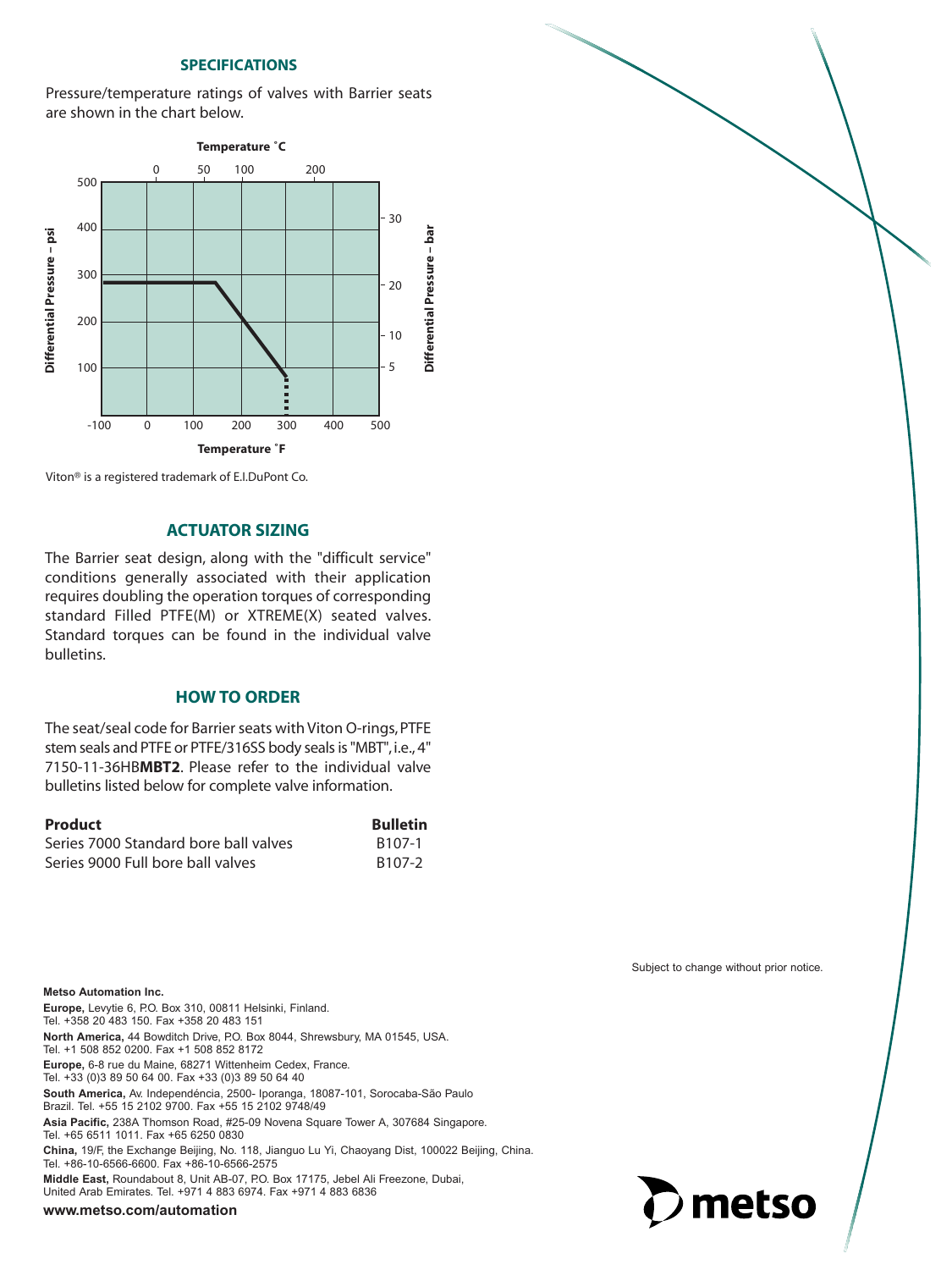## SPECIFICATIONS

Pressure/temperature ratings of valves with Barrier seats are shown in the chart below.

Temperature ˚C

0 50 100 200

Differential Pressure – psi

500
400
300
200
100

Differential Pressure – bar

30
20
10
5

-100 0 100 200 300 400 500

Temperature ˚F

Viton® is a registered trademark of E.I.DuPont Co.

## ACTUATOR SIZING

The Barrier seat design, along with the "difficult service" conditions generally associated with their application requires doubling the operation torques of corresponding standard Filled PTFE(M) or XTREME(X) seated valves. Standard torques can be found in the individual valve bulletins.

## HOW TO ORDER

The seat/seal code for Barrier seats with Viton O-rings, PTFE stem seals and PTFE or PTFE/316SS body seals is "MBT", i.e., 4" 7150-11-36HB**MBT2**. Please refer to the individual valve bulletins listed below for complete valve information.

| Product | Bulletin |
|---|---|
| Series 7000 Standard bore ball valves | B107-1 |
| Series 9000 Full bore ball valves | B107-2 |

Subject to change without prior notice.

**Metso Automation Inc.**

**Europe,** Levytie 6, P.O. Box 310, 00811 Helsinki, Finland.
Tel. +358 20 483 150. Fax +358 20 483 151

**North America,** 44 Bowditch Drive, P.O. Box 8044, Shrewsbury, MA 01545, USA.
Tel. +1 508 852 0200. Fax +1 508 852 8172

**Europe,** 6-8 rue du Maine, 68271 Wittenheim Cedex, France.
Tel. +33 (0)3 89 50 64 00. Fax +33 (0)3 89 50 64 40

**South America,** Av. Independência, 2500- Iporanga, 18087-101, Sorocaba-São Paulo
Brazil. Tel. +55 15 2102 9700. Fax +55 15 2102 9748/49

**Asia Pacific,** 238A Thomson Road, #25-09 Novena Square Tower A, 307684 Singapore.
Tel. +65 6511 1011. Fax +65 6250 0830

**China,** 19/F, the Exchange Beijing, No. 118, Jianguo Lu Yi, Chaoyang Dist, 100022 Beijing, China.
Tel. +86-10-6566-6600. Fax +86-10-6566-2575

**Middle East,** Roundabout 8, Unit AB-07, P.O. Box 17175, Jebel Ali Freezone, Dubai,
United Arab Emirates. Tel. +971 4 883 6974. Fax +971 4 883 6836

**www.metso.com/automation**

metso